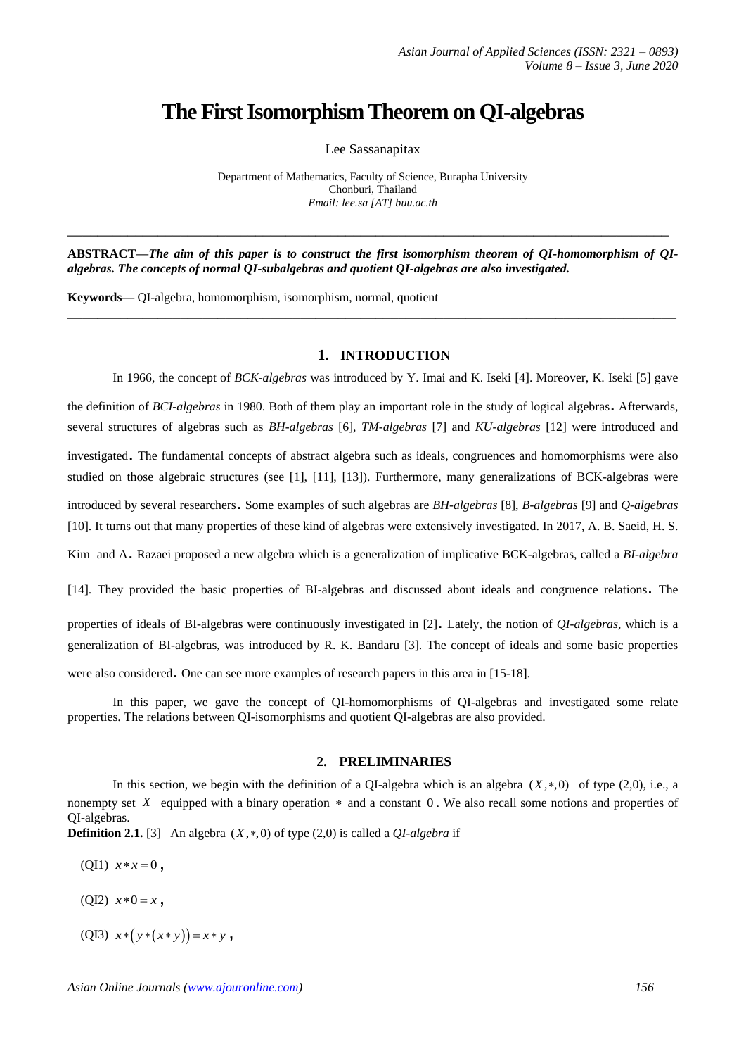# The First Isomorphism Theorem on QI-algebras

Lee Sassanapitax

Department of Mathematics, Faculty of Science, Burapha University
Chonburi, Thailand
*Email: lee.sa [AT] buu.ac.th*

---

**ABSTRACT—*The aim of this paper is to construct the first isomorphism theorem of QI-homomorphism of QI-algebras. The concepts of normal QI-subalgebras and quotient QI-algebras are also investigated.***

**Keywords—** QI-algebra, homomorphism, isomorphism, normal, quotient

---

## 1. INTRODUCTION

In 1966, the concept of *BCK-algebras* was introduced by Y. Imai and K. Iseki [4]. Moreover, K. Iseki [5] gave the definition of *BCI-algebras* in 1980. Both of them play an important role in the study of logical algebras. Afterwards, several structures of algebras such as *BH-algebras* [6], *TM-algebras* [7] and *KU-algebras* [12] were introduced and investigated. The fundamental concepts of abstract algebra such as ideals, congruences and homomorphisms were also studied on those algebraic structures (see [1], [11], [13]). Furthermore, many generalizations of BCK-algebras were introduced by several researchers. Some examples of such algebras are *BH-algebras* [8], *B-algebras* [9] and *Q-algebras* [10]. It turns out that many properties of these kind of algebras were extensively investigated. In 2017, A. B. Saeid, H. S. Kim and A. Razaei proposed a new algebra which is a generalization of implicative BCK-algebras, called a *BI-algebra* [14]. They provided the basic properties of BI-algebras and discussed about ideals and congruence relations. The properties of ideals of BI-algebras were continuously investigated in [2]. Lately, the notion of *QI-algebras*, which is a generalization of BI-algebras, was introduced by R. K. Bandaru [3]. The concept of ideals and some basic properties were also considered. One can see more examples of research papers in this area in [15-18].

In this paper, we gave the concept of QI-homomorphisms of QI-algebras and investigated some relate properties. The relations between QI-isomorphisms and quotient QI-algebras are also provided.

## 2. PRELIMINARIES

In this section, we begin with the definition of a QI-algebra which is an algebra $(X,*,0)$ of type (2,0), i.e., a nonempty set $X$ equipped with a binary operation $*$ and a constant $0$. We also recall some notions and properties of QI-algebras.

**Definition 2.1.** [3] An algebra $(X,*,0)$ of type (2,0) is called a *QI-algebra* if

(QI1) $x*x=0$,

(QI2) $x*0=x$,

(QI3) $x*\left(y*(x*y)\right)=x*y$,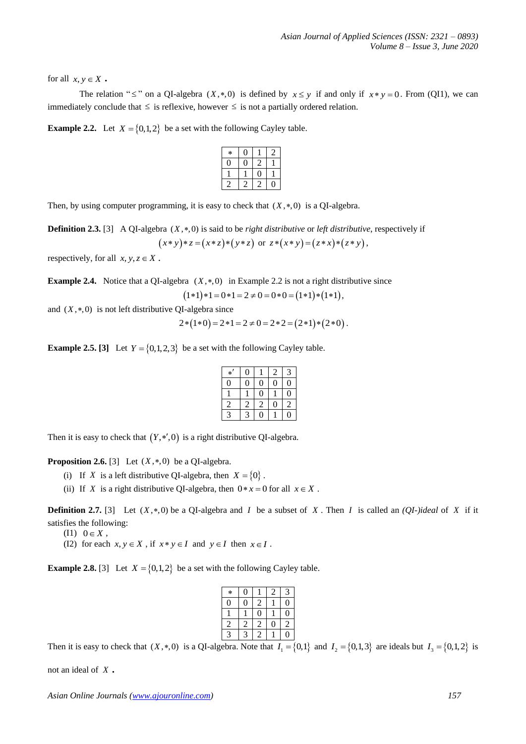for all $x, y \in X$ .

The relation "$\leq$" on a QI-algebra $(X,*,0)$ is defined by $x \leq y$ if and only if $x * y = 0$. From (QI1), we can immediately conclude that $\leq$ is reflexive, however $\leq$ is not a partially ordered relation.

**Example 2.2.** Let $X = \{0,1,2\}$ be a set with the following Cayley table.

| $*$ | 0 | 1 | 2 |
|---|---|---|---|
| 0 | 0 | 2 | 1 |
| 1 | 1 | 0 | 1 |
| 2 | 2 | 2 | 0 |

Then, by using computer programming, it is easy to check that $(X,*,0)$ is a QI-algebra.

**Definition 2.3.** [3] A QI-algebra $(X,*,0)$ is said to be *right distributive* or *left distributive*, respectively if

$$(x*y)*z = (x*z)*(y*z) \text{ or } z*(x*y) = (z*x)*(z*y),$$

respectively, for all $x, y, z \in X$ .

**Example 2.4.** Notice that a QI-algebra $(X,*,0)$ in Example 2.2 is not a right distributive since

$$(1*1)*1 = 0*1 = 2 \neq 0 = 0*0 = (1*1)*(1*1),$$

and $(X,*,0)$ is not left distributive QI-algebra since

$$2*(1*0) = 2*1 = 2 \neq 0 = 2*2 = (2*1)*(2*0).$$

**Example 2.5. [3]** Let $Y = \{0,1,2,3\}$ be a set with the following Cayley table.

| $*'$ | 0 | 1 | 2 | 3 |
|---|---|---|---|---|
| 0 | 0 | 0 | 0 | 0 |
| 1 | 1 | 0 | 1 | 0 |
| 2 | 2 | 2 | 0 | 2 |
| 3 | 3 | 0 | 1 | 0 |

Then it is easy to check that $(Y,*',0)$ is a right distributive QI-algebra.

**Proposition 2.6.** [3] Let $(X,*,0)$ be a QI-algebra.

(i) If $X$ is a left distributive QI-algebra, then $X = \{0\}$.

(ii) If $X$ is a right distributive QI-algebra, then $0 * x = 0$ for all $x \in X$ .

**Definition 2.7.** [3] Let $(X,*,0)$ be a QI-algebra and $I$ be a subset of $X$. Then $I$ is called an *(QI-)ideal* of $X$ if it satisfies the following:

(I1) $0 \in X$ ,

(I2) for each $x, y \in X$ , if $x * y \in I$ and $y \in I$ then $x \in I$ .

**Example 2.8.** [3] Let $X = \{0,1,2\}$ be a set with the following Cayley table.

| $*$ | 0 | 1 | 2 | 3 |
|---|---|---|---|---|
| 0 | 0 | 2 | 1 | 0 |
| 1 | 1 | 0 | 1 | 0 |
| 2 | 2 | 2 | 0 | 2 |
| 3 | 3 | 2 | 1 | 0 |

Then it is easy to check that $(X,*,0)$ is a QI-algebra. Note that $I_1 = \{0,1\}$ and $I_2 = \{0,1,3\}$ are ideals but $I_3 = \{0,1,2\}$ is not an ideal of $X$ .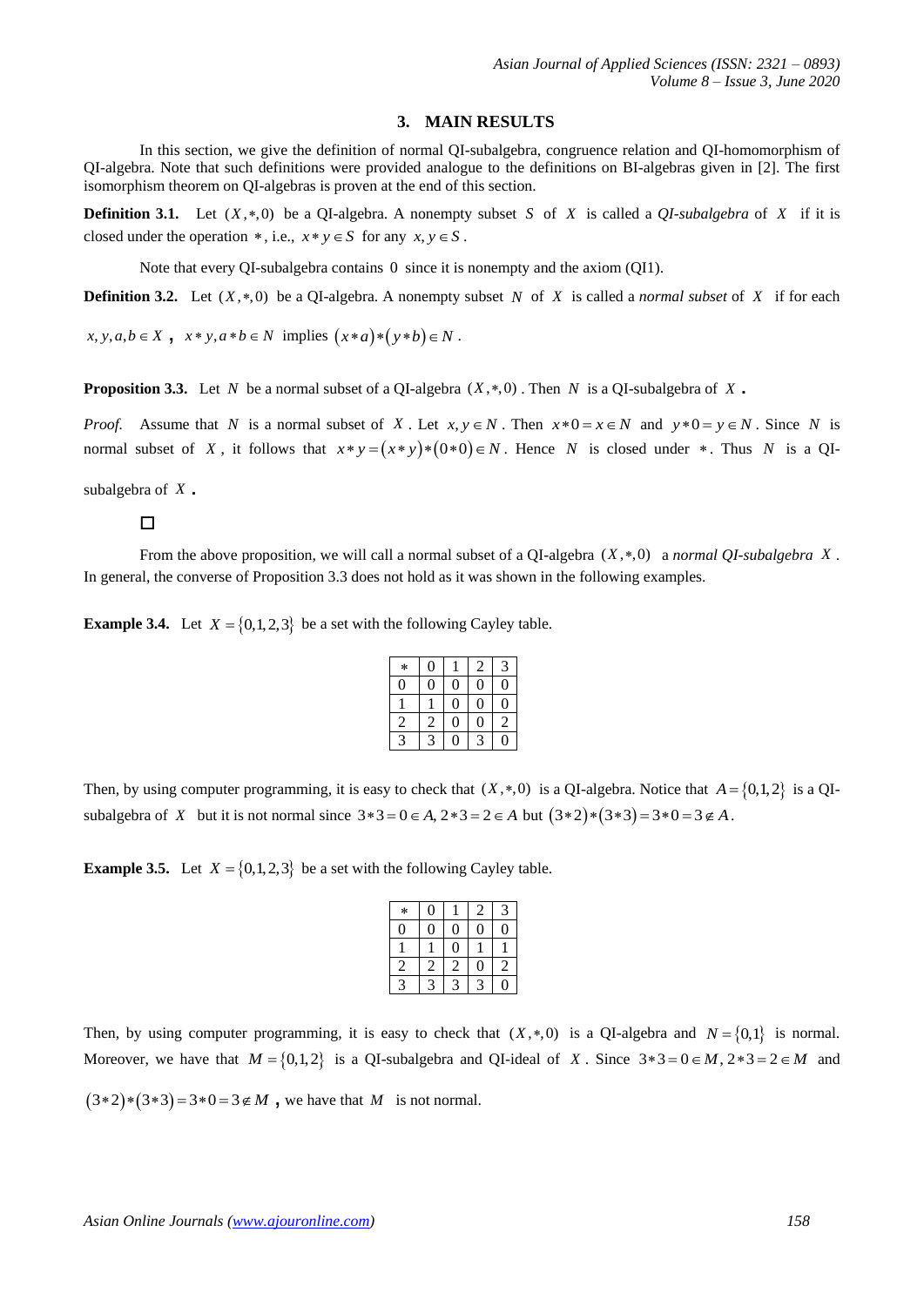## 3. MAIN RESULTS

In this section, we give the definition of normal QI-subalgebra, congruence relation and QI-homomorphism of QI-algebra. Note that such definitions were provided analogue to the definitions on BI-algebras given in [2]. The first isomorphism theorem on QI-algebras is proven at the end of this section.

**Definition 3.1.** Let $(X,*,0)$ be a QI-algebra. A nonempty subset $S$ of $X$ is called a *QI-subalgebra* of $X$ if it is closed under the operation $*$, i.e., $x*y \in S$ for any $x, y \in S$.

Note that every QI-subalgebra contains $0$ since it is nonempty and the axiom (QI1).

**Definition 3.2.** Let $(X,*,0)$ be a QI-algebra. A nonempty subset $N$ of $X$ is called a *normal subset* of $X$ if for each $x, y, a, b \in X$ **,** $x*y, a*b \in N$ implies $(x*a)*(y*b) \in N$.

**Proposition 3.3.** Let $N$ be a normal subset of a QI-algebra $(X,*,0)$. Then $N$ is a QI-subalgebra of $X$ **.**

*Proof.* Assume that $N$ is a normal subset of $X$. Let $x, y \in N$. Then $x*0 = x \in N$ and $y*0 = y \in N$. Since $N$ is normal subset of $X$, it follows that $x*y = (x*y)*(0*0) \in N$. Hence $N$ is closed under $*$. Thus $N$ is a QI-subalgebra of $X$ **.**

□

From the above proposition, we will call a normal subset of a QI-algebra $(X,*,0)$ a *normal QI-subalgebra* $X$. In general, the converse of Proposition 3.3 does not hold as it was shown in the following examples.

**Example 3.4.** Let $X = \{0,1,2,3\}$ be a set with the following Cayley table.

| $*$ | 0 | 1 | 2 | 3 |
|---|---|---|---|---|
| 0 | 0 | 0 | 0 | 0 |
| 1 | 1 | 0 | 0 | 0 |
| 2 | 2 | 0 | 0 | 2 |
| 3 | 3 | 0 | 3 | 0 |

Then, by using computer programming, it is easy to check that $(X,*,0)$ is a QI-algebra. Notice that $A = \{0,1,2\}$ is a QI-subalgebra of $X$ but it is not normal since $3*3 = 0 \in A, 2*3 = 2 \in A$ but $(3*2)*(3*3) = 3*0 = 3 \notin A$.

**Example 3.5.** Let $X = \{0,1,2,3\}$ be a set with the following Cayley table.

| $*$ | 0 | 1 | 2 | 3 |
|---|---|---|---|---|
| 0 | 0 | 0 | 0 | 0 |
| 1 | 1 | 0 | 1 | 1 |
| 2 | 2 | 2 | 0 | 2 |
| 3 | 3 | 3 | 3 | 0 |

Then, by using computer programming, it is easy to check that $(X,*,0)$ is a QI-algebra and $N = \{0,1\}$ is normal. Moreover, we have that $M = \{0,1,2\}$ is a QI-subalgebra and QI-ideal of $X$. Since $3*3 = 0 \in M, 2*3 = 2 \in M$ and $(3*2)*(3*3) = 3*0 = 3 \notin M$ **,** we have that $M$ is not normal.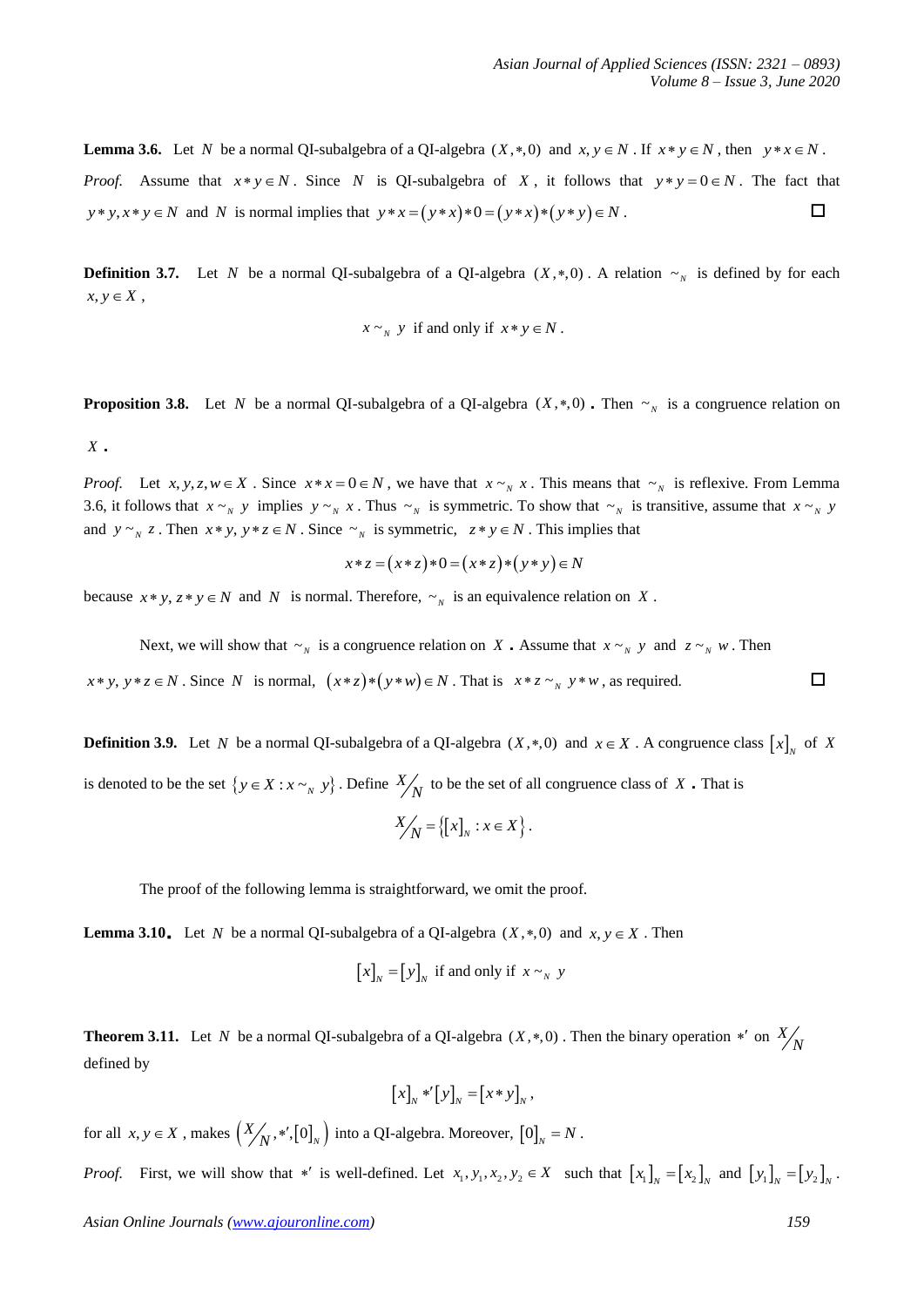**Lemma 3.6.** Let $N$ be a normal QI-subalgebra of a QI-algebra $(X,*,0)$ and $x, y \in N$. If $x*y \in N$, then $y*x \in N$.

*Proof.* Assume that $x*y \in N$. Since $N$ is QI-subalgebra of $X$, it follows that $y*y = 0 \in N$. The fact that $y*y, x*y \in N$ and $N$ is normal implies that $y*x = (y*x)*0 = (y*x)*(y*y) \in N$. □

**Definition 3.7.** Let $N$ be a normal QI-subalgebra of a QI-algebra $(X,*,0)$. A relation $\sim_N$ is defined by for each $x, y \in X$,

$$x \sim_N y \text{ if and only if } x*y \in N.$$

**Proposition 3.8.** Let $N$ be a normal QI-subalgebra of a QI-algebra $(X,*,0)$. Then $\sim_N$ is a congruence relation on $X$.

*Proof.* Let $x, y, z, w \in X$. Since $x*x = 0 \in N$, we have that $x \sim_N x$. This means that $\sim_N$ is reflexive. From Lemma 3.6, it follows that $x \sim_N y$ implies $y \sim_N x$. Thus $\sim_N$ is symmetric. To show that $\sim_N$ is transitive, assume that $x \sim_N y$ and $y \sim_N z$. Then $x*y, y*z \in N$. Since $\sim_N$ is symmetric, $z*y \in N$. This implies that

$$x*z = (x*z)*0 = (x*z)*(y*y) \in N$$

because $x*y, z*y \in N$ and $N$ is normal. Therefore, $\sim_N$ is an equivalence relation on $X$.

Next, we will show that $\sim_N$ is a congruence relation on $X$. Assume that $x \sim_N y$ and $z \sim_N w$. Then $x*y, y*z \in N$. Since $N$ is normal, $(x*z)*(y*w) \in N$. That is $x*z \sim_N y*w$, as required. □

**Definition 3.9.** Let $N$ be a normal QI-subalgebra of a QI-algebra $(X,*,0)$ and $x \in X$. A congruence class $[x]_N$ of $X$ is denoted to be the set $\{y \in X : x \sim_N y\}$. Define $X/N$ to be the set of all congruence class of $X$. That is

$$X/N = \{[x]_N : x \in X\}.$$

The proof of the following lemma is straightforward, we omit the proof.

**Lemma 3.10.** Let $N$ be a normal QI-subalgebra of a QI-algebra $(X,*,0)$ and $x, y \in X$. Then

$$[x]_N = [y]_N \text{ if and only if } x \sim_N y$$

**Theorem 3.11.** Let $N$ be a normal QI-subalgebra of a QI-algebra $(X,*,0)$. Then the binary operation $*'$ on $X/N$ defined by

$$[x]_N *' [y]_N = [x*y]_N,$$

for all $x, y \in X$, makes $\left(X/N, *', [0]_N\right)$ into a QI-algebra. Moreover, $[0]_N = N$.

*Proof.* First, we will show that $*'$ is well-defined. Let $x_1, y_1, x_2, y_2 \in X$ such that $[x_1]_N = [x_2]_N$ and $[y_1]_N = [y_2]_N$.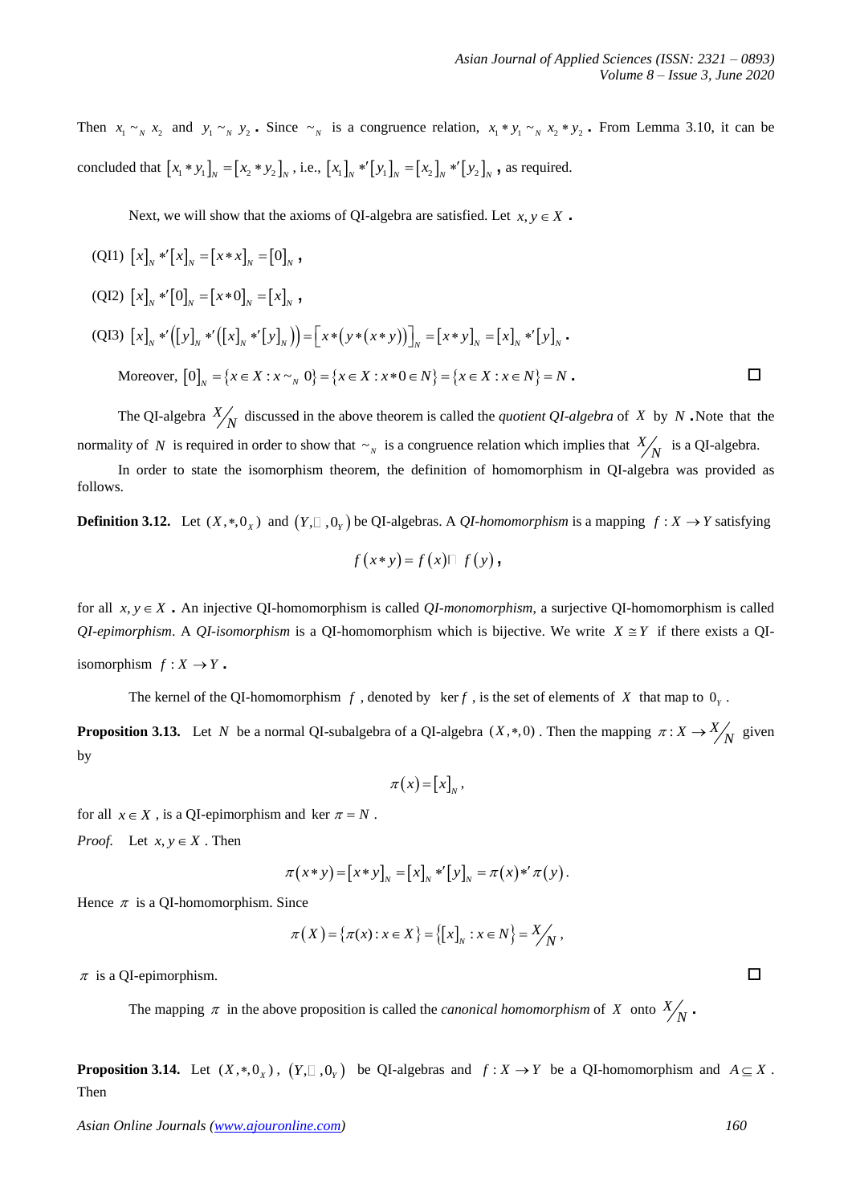Then $x_1 \sim_N x_2$ and $y_1 \sim_N y_2$. Since $\sim_N$ is a congruence relation, $x_1 * y_1 \sim_N x_2 * y_2$. From Lemma 3.10, it can be concluded that $[x_1 * y_1]_N = [x_2 * y_2]_N$, i.e., $[x_1]_N *' [y_1]_N = [x_2]_N *' [y_2]_N$, as required.

Next, we will show that the axioms of QI-algebra are satisfied. Let $x, y \in X$.

(QI1) $[x]_N *' [x]_N = [x * x]_N = [0]_N$,

(QI2) $[x]_N *' [0]_N = [x * 0]_N = [x]_N$,

(QI3) $[x]_N *' \left([y]_N *' \left([x]_N *' [y]_N\right)\right) = \left[x * \left(y * (x * y)\right)\right]_N = [x * y]_N = [x]_N *' [y]_N$.

Moreover, $[0]_N = \{x \in X : x \sim_N 0\} = \{x \in X : x * 0 \in N\} = \{x \in X : x \in N\} = N$. □

The QI-algebra $X/N$ discussed in the above theorem is called the *quotient QI-algebra* of $X$ by $N$. Note that the normality of $N$ is required in order to show that $\sim_N$ is a congruence relation which implies that $X/N$ is a QI-algebra.

In order to state the isomorphism theorem, the definition of homomorphism in QI-algebra was provided as follows.

**Definition 3.12.** Let $(X, *, 0_X)$ and $(Y, \square, 0_Y)$ be QI-algebras. A *QI-homomorphism* is a mapping $f : X \to Y$ satisfying

$$f(x * y) = f(x) \square f(y),$$

for all $x, y \in X$. An injective QI-homomorphism is called *QI-monomorphism*, a surjective QI-homomorphism is called *QI-epimorphism*. A *QI-isomorphism* is a QI-homomorphism which is bijective. We write $X \cong Y$ if there exists a QI-isomorphism $f : X \to Y$.

The kernel of the QI-homomorphism $f$, denoted by $\ker f$, is the set of elements of $X$ that map to $0_Y$.

**Proposition 3.13.** Let $N$ be a normal QI-subalgebra of a QI-algebra $(X, *, 0)$. Then the mapping $\pi : X \to X/N$ given by

$$\pi(x) = [x]_N,$$

for all $x \in X$, is a QI-epimorphism and $\ker \pi = N$.

*Proof.* Let $x, y \in X$. Then

$$\pi(x * y) = [x * y]_N = [x]_N *' [y]_N = \pi(x) *' \pi(y).$$

Hence $\pi$ is a QI-homomorphism. Since

$$\pi(X) = \{\pi(x) : x \in X\} = \{[x]_N : x \in N\} = X/N,$$

$\pi$ is a QI-epimorphism. □

The mapping $\pi$ in the above proposition is called the *canonical homomorphism* of $X$ onto $X/N$.

**Proposition 3.14.** Let $(X, *, 0_X)$, $(Y, \square, 0_Y)$ be QI-algebras and $f : X \to Y$ be a QI-homomorphism and $A \subseteq X$. Then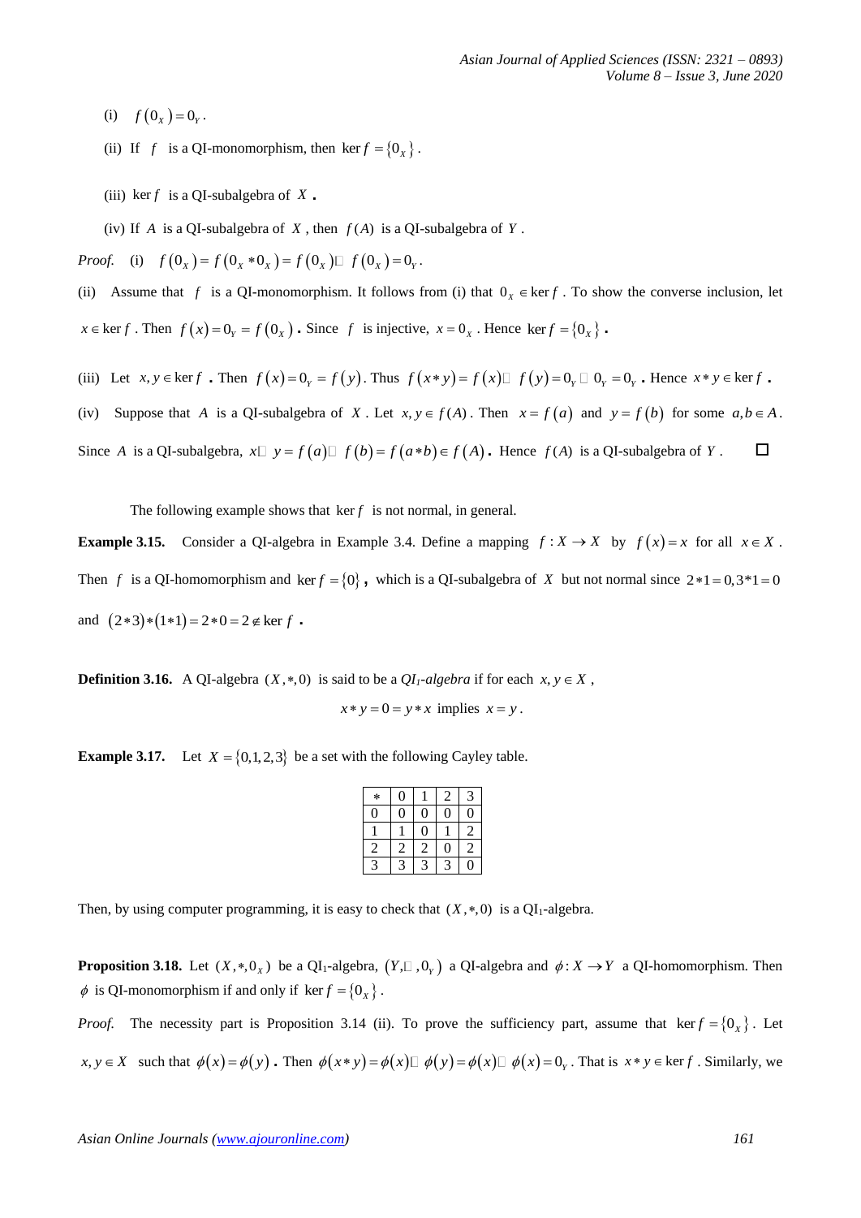(i) $f(0_X) = 0_Y$.

(ii) If $f$ is a QI-monomorphism, then $\ker f = \{0_X\}$.

(iii) $\ker f$ is a QI-subalgebra of $X$.

(iv) If $A$ is a QI-subalgebra of $X$, then $f(A)$ is a QI-subalgebra of $Y$.

*Proof.* (i) $f(0_X) = f(0_X * 0_X) = f(0_X) \square f(0_X) = 0_Y$.

(ii) Assume that $f$ is a QI-monomorphism. It follows from (i) that $0_X \in \ker f$. To show the converse inclusion, let $x \in \ker f$. Then $f(x) = 0_Y = f(0_X)$. Since $f$ is injective, $x = 0_X$. Hence $\ker f = \{0_X\}$.

(iii) Let $x, y \in \ker f$. Then $f(x) = 0_Y = f(y)$. Thus $f(x*y) = f(x) \square f(y) = 0_Y \square 0_Y = 0_Y$. Hence $x*y \in \ker f$.

(iv) Suppose that $A$ is a QI-subalgebra of $X$. Let $x, y \in f(A)$. Then $x = f(a)$ and $y = f(b)$ for some $a, b \in A$. Since $A$ is a QI-subalgebra, $x \square y = f(a) \square f(b) = f(a*b) \in f(A)$. Hence $f(A)$ is a QI-subalgebra of $Y$. □

The following example shows that $\ker f$ is not normal, in general.

**Example 3.15.** Consider a QI-algebra in Example 3.4. Define a mapping $f: X \to X$ by $f(x) = x$ for all $x \in X$. Then $f$ is a QI-homomorphism and $\ker f = \{0\}$, which is a QI-subalgebra of $X$ but not normal since $2*1 = 0, 3*1 = 0$ and $(2*3)*(1*1) = 2*0 = 2 \notin \ker f$.

**Definition 3.16.** A QI-algebra $(X,*,0)$ is said to be a *QI*$_1$*-algebra* if for each $x, y \in X$,

$$x*y = 0 = y*x \text{ implies } x = y.$$

**Example 3.17.** Let $X = \{0,1,2,3\}$ be a set with the following Cayley table.

| $*$ | 0 | 1 | 2 | 3 |
|---|---|---|---|---|
| 0 | 0 | 0 | 0 | 0 |
| 1 | 1 | 0 | 1 | 2 |
| 2 | 2 | 2 | 0 | 2 |
| 3 | 3 | 3 | 3 | 0 |

Then, by using computer programming, it is easy to check that $(X,*,0)$ is a QI$_1$-algebra.

**Proposition 3.18.** Let $(X,*,0_X)$ be a QI$_1$-algebra, $(Y,\square,0_Y)$ a QI-algebra and $\phi: X \to Y$ a QI-homomorphism. Then $\phi$ is QI-monomorphism if and only if $\ker f = \{0_X\}$.

*Proof.* The necessity part is Proposition 3.14 (ii). To prove the sufficiency part, assume that $\ker f = \{0_X\}$. Let $x, y \in X$ such that $\phi(x) = \phi(y)$. Then $\phi(x*y) = \phi(x) \square \phi(y) = \phi(x) \square \phi(x) = 0_Y$. That is $x*y \in \ker f$. Similarly, we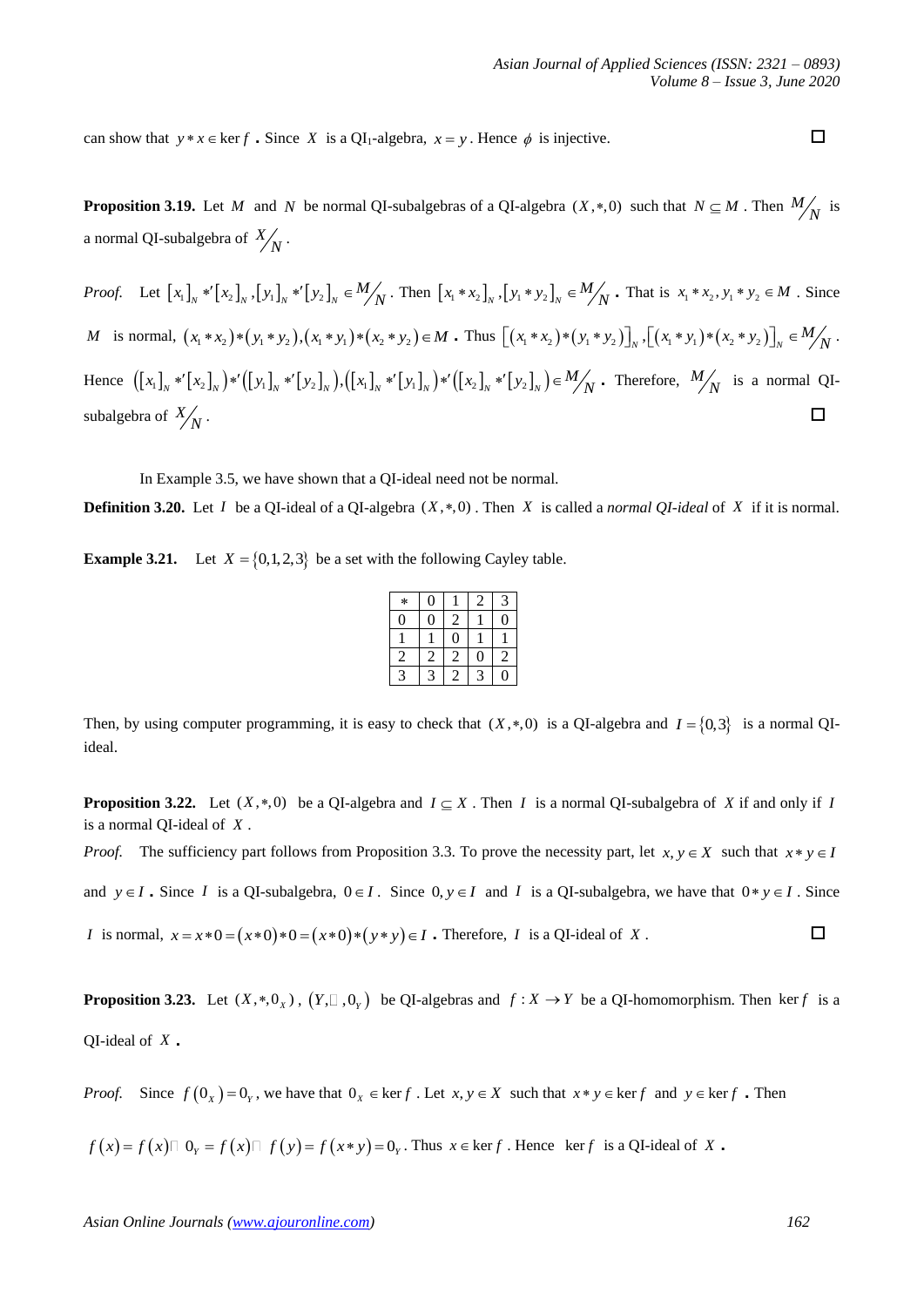can show that $y * x \in \ker f$ . Since $X$ is a QI$_1$-algebra, $x = y$. Hence $\phi$ is injective. □

**Proposition 3.19.** Let $M$ and $N$ be normal QI-subalgebras of a QI-algebra $(X,*,0)$ such that $N \subseteq M$. Then $M/N$ is a normal QI-subalgebra of $X/N$.

*Proof.* Let $[x_1]_N *' [x_2]_N, [y_1]_N *' [y_2]_N \in M/N$. Then $[x_1 * x_2]_N, [y_1 * y_2]_N \in M/N$. That is $x_1 * x_2, y_1 * y_2 \in M$. Since $M$ is normal, $(x_1 * x_2)*(y_1 * y_2), (x_1 * y_1)*(x_2 * y_2) \in M$. Thus $\left[(x_1 * x_2)*(y_1 * y_2)\right]_N, \left[(x_1 * y_1)*(x_2 * y_2)\right]_N \in M/N$. Hence $\left([x_1]_N *' [x_2]_N\right) *' \left([y_1]_N *' [y_2]_N\right), \left([x_1]_N *' [y_1]_N\right) *' \left([x_2]_N *' [y_2]_N\right) \in M/N$. Therefore, $M/N$ is a normal QI-subalgebra of $X/N$. □

In Example 3.5, we have shown that a QI-ideal need not be normal.

**Definition 3.20.** Let $I$ be a QI-ideal of a QI-algebra $(X,*,0)$. Then $X$ is called a *normal QI-ideal* of $X$ if it is normal.

**Example 3.21.** Let $X = \{0,1,2,3\}$ be a set with the following Cayley table.

| $*$ | 0 | 1 | 2 | 3 |
|---|---|---|---|---|
| 0 | 0 | 2 | 1 | 0 |
| 1 | 1 | 0 | 1 | 1 |
| 2 | 2 | 2 | 0 | 2 |
| 3 | 3 | 2 | 3 | 0 |

Then, by using computer programming, it is easy to check that $(X,*,0)$ is a QI-algebra and $I = \{0,3\}$ is a normal QI-ideal.

**Proposition 3.22.** Let $(X,*,0)$ be a QI-algebra and $I \subseteq X$. Then $I$ is a normal QI-subalgebra of $X$ if and only if $I$ is a normal QI-ideal of $X$.

*Proof.* The sufficiency part follows from Proposition 3.3. To prove the necessity part, let $x, y \in X$ such that $x * y \in I$ and $y \in I$. Since $I$ is a QI-subalgebra, $0 \in I$. Since $0, y \in I$ and $I$ is a QI-subalgebra, we have that $0 * y \in I$. Since $I$ is normal, $x = x * 0 = (x * 0) * 0 = (x * 0) * (y * y) \in I$. Therefore, $I$ is a QI-ideal of $X$. □

**Proposition 3.23.** Let $(X,*,0_X)$, $(Y,\square,0_Y)$ be QI-algebras and $f : X \to Y$ be a QI-homomorphism. Then $\ker f$ is a QI-ideal of $X$.

*Proof.* Since $f(0_X) = 0_Y$, we have that $0_X \in \ker f$. Let $x, y \in X$ such that $x * y \in \ker f$ and $y \in \ker f$. Then $f(x) = f(x) \square 0_Y = f(x) \square f(y) = f(x * y) = 0_Y$. Thus $x \in \ker f$. Hence $\ker f$ is a QI-ideal of $X$.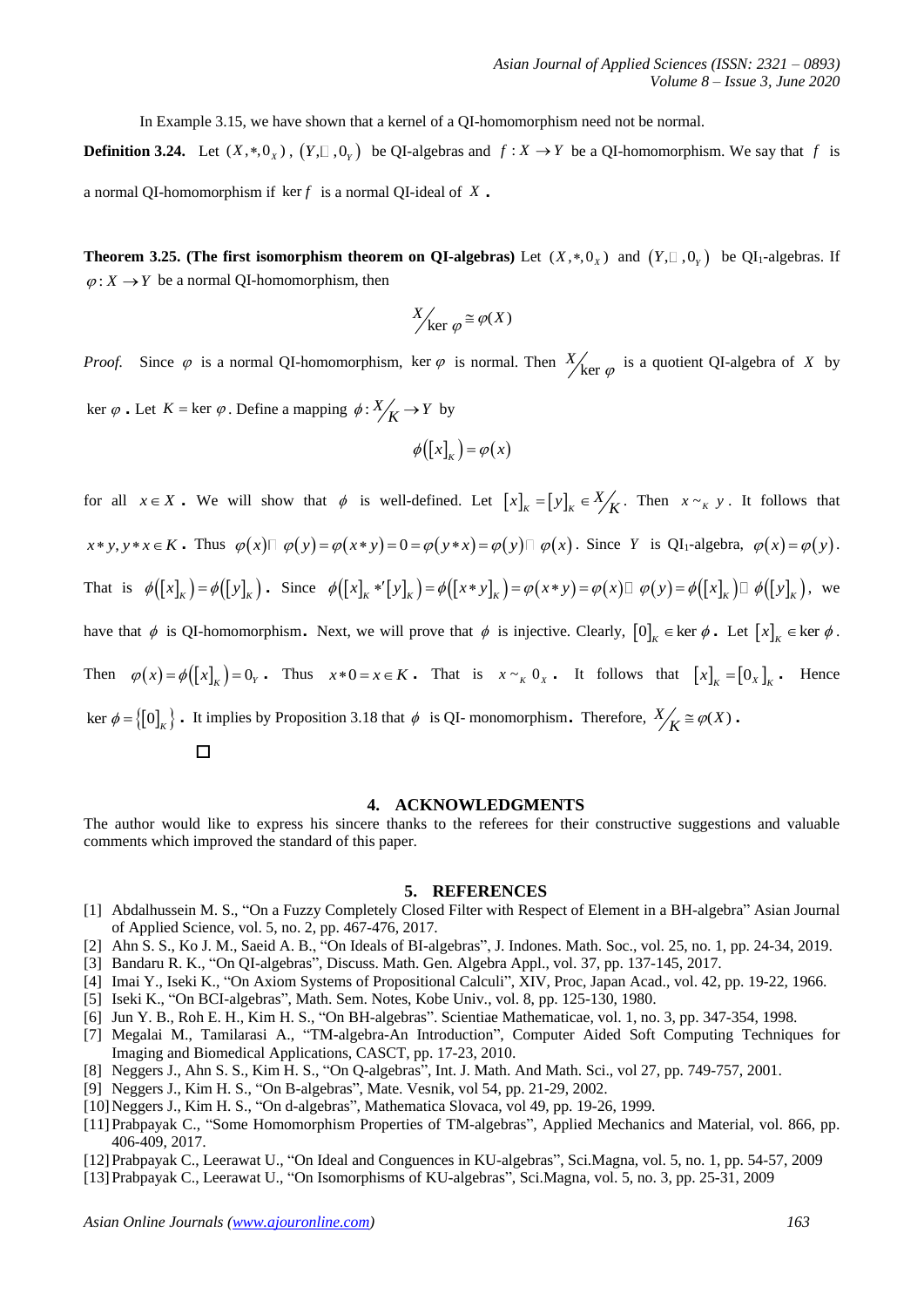In Example 3.15, we have shown that a kernel of a QI-homomorphism need not be normal.

**Definition 3.24.** Let $(X,*,0_X)$, $(Y,\square,0_Y)$ be QI-algebras and $f: X \to Y$ be a QI-homomorphism. We say that $f$ is a normal QI-homomorphism if $\ker f$ is a normal QI-ideal of $X$.

**Theorem 3.25. (The first isomorphism theorem on QI-algebras)** Let $(X,*,0_X)$ and $(Y,\square,0_Y)$ be $QI_1$-algebras. If $\varphi: X \to Y$ be a normal QI-homomorphism, then

$$X/\ker\varphi \cong \varphi(X)$$

*Proof.* Since $\varphi$ is a normal QI-homomorphism, $\ker\varphi$ is normal. Then $X/\ker\varphi$ is a quotient QI-algebra of $X$ by $\ker\varphi$. Let $K = \ker\varphi$. Define a mapping $\phi: X/K \to Y$ by

$$\phi([x]_K) = \varphi(x)$$

for all $x \in X$. We will show that $\phi$ is well-defined. Let $[x]_K = [y]_K \in X/K$. Then $x \sim_K y$. It follows that $x*y, y*x \in K$. Thus $\varphi(x)\square\varphi(y) = \varphi(x*y) = 0 = \varphi(y*x) = \varphi(y)\square\varphi(x)$. Since $Y$ is $QI_1$-algebra, $\varphi(x) = \varphi(y)$. That is $\phi([x]_K) = \phi([y]_K)$. Since $\phi([x]_K *' [y]_K) = \phi([x*y]_K) = \varphi(x*y) = \varphi(x)\square\varphi(y) = \phi([x]_K)\square\phi([y]_K)$, we have that $\phi$ is QI-homomorphism. Next, we will prove that $\phi$ is injective. Clearly, $[0]_K \in \ker\phi$. Let $[x]_K \in \ker\phi$. Then $\varphi(x) = \phi([x]_K) = 0_Y$. Thus $x*0 = x \in K$. That is $x \sim_K 0_X$. It follows that $[x]_K = [0_X]_K$. Hence $\ker\phi = \{[0]_K\}$. It implies by Proposition 3.18 that $\phi$ is QI- monomorphism. Therefore, $X/K \cong \varphi(X)$.

□

## 4. ACKNOWLEDGMENTS

The author would like to express his sincere thanks to the referees for their constructive suggestions and valuable comments which improved the standard of this paper.

## 5. REFERENCES

[1] Abdalhussein M. S., "On a Fuzzy Completely Closed Filter with Respect of Element in a BH-algebra" Asian Journal of Applied Science, vol. 5, no. 2, pp. 467-476, 2017.

[2] Ahn S. S., Ko J. M., Saeid A. B., "On Ideals of BI-algebras", J. Indones. Math. Soc., vol. 25, no. 1, pp. 24-34, 2019.

[3] Bandaru R. K., "On QI-algebras", Discuss. Math. Gen. Algebra Appl., vol. 37, pp. 137-145, 2017.

[4] Imai Y., Iseki K., "On Axiom Systems of Propositional Calculi", XIV, Proc, Japan Acad., vol. 42, pp. 19-22, 1966.

[5] Iseki K., "On BCI-algebras", Math. Sem. Notes, Kobe Univ., vol. 8, pp. 125-130, 1980.

[6] Jun Y. B., Roh E. H., Kim H. S., "On BH-algebras". Scientiae Mathematicae, vol. 1, no. 3, pp. 347-354, 1998.

[7] Megalai M., Tamilarasi A., "TM-algebra-An Introduction", Computer Aided Soft Computing Techniques for Imaging and Biomedical Applications, CASCT, pp. 17-23, 2010.

[8] Neggers J., Ahn S. S., Kim H. S., "On Q-algebras", Int. J. Math. And Math. Sci., vol 27, pp. 749-757, 2001.

[9] Neggers J., Kim H. S., "On B-algebras", Mate. Vesnik, vol 54, pp. 21-29, 2002.

[10] Neggers J., Kim H. S., "On d-algebras", Mathematica Slovaca, vol 49, pp. 19-26, 1999.

[11] Prabpayak C., "Some Homomorphism Properties of TM-algebras", Applied Mechanics and Material, vol. 866, pp. 406-409, 2017.

[12] Prabpayak C., Leerawat U., "On Ideal and Conguences in KU-algebras", Sci.Magna, vol. 5, no. 1, pp. 54-57, 2009

[13] Prabpayak C., Leerawat U., "On Isomorphisms of KU-algebras", Sci.Magna, vol. 5, no. 3, pp. 25-31, 2009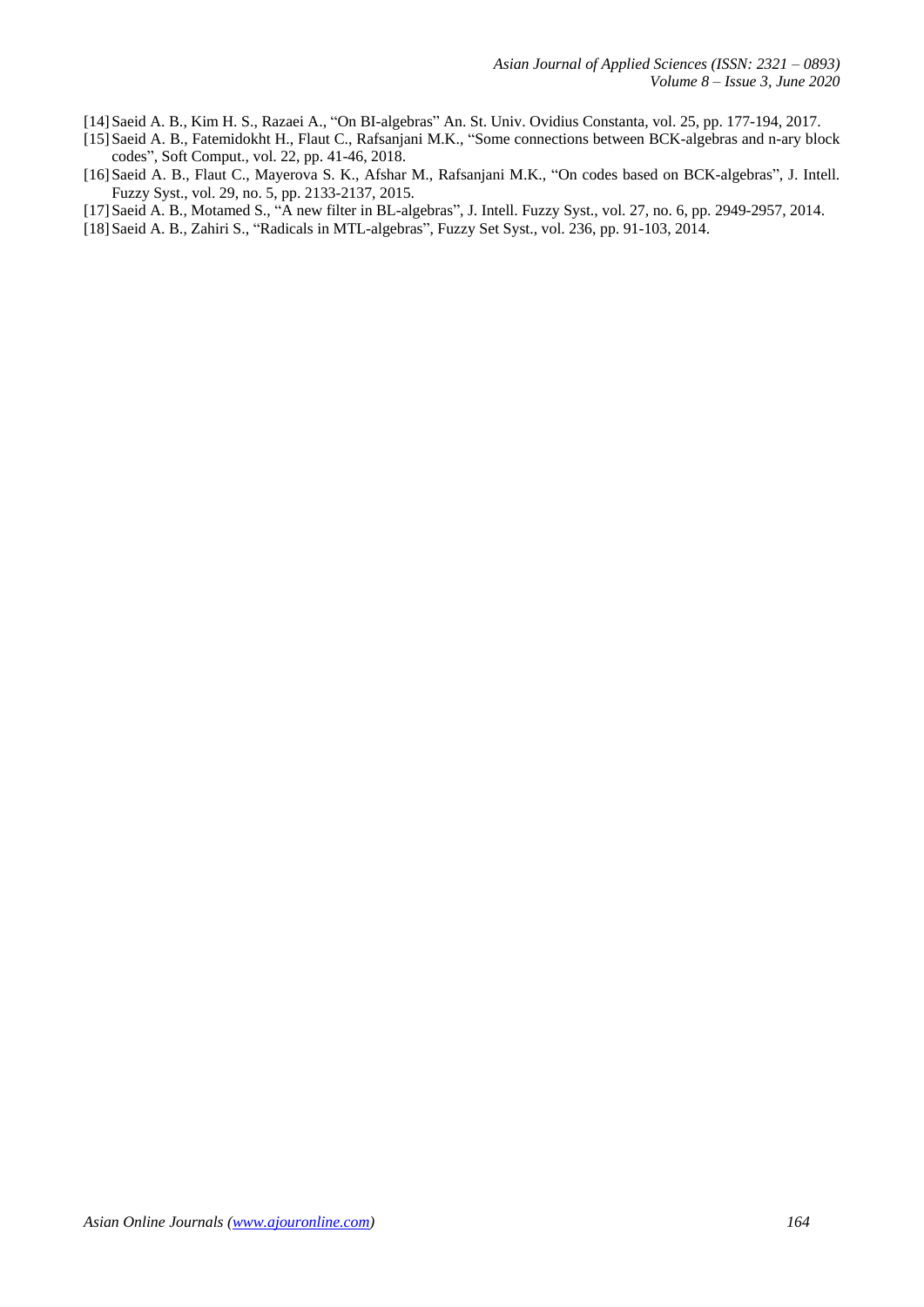[14] Saeid A. B., Kim H. S., Razaei A., "On BI-algebras" An. St. Univ. Ovidius Constanta, vol. 25, pp. 177-194, 2017.

[15] Saeid A. B., Fatemidokht H., Flaut C., Rafsanjani M.K., "Some connections between BCK-algebras and n-ary block codes", Soft Comput., vol. 22, pp. 41-46, 2018.

[16] Saeid A. B., Flaut C., Mayerova S. K., Afshar M., Rafsanjani M.K., "On codes based on BCK-algebras", J. Intell. Fuzzy Syst., vol. 29, no. 5, pp. 2133-2137, 2015.

[17] Saeid A. B., Motamed S., "A new filter in BL-algebras", J. Intell. Fuzzy Syst., vol. 27, no. 6, pp. 2949-2957, 2014.

[18] Saeid A. B., Zahiri S., "Radicals in MTL-algebras", Fuzzy Set Syst., vol. 236, pp. 91-103, 2014.